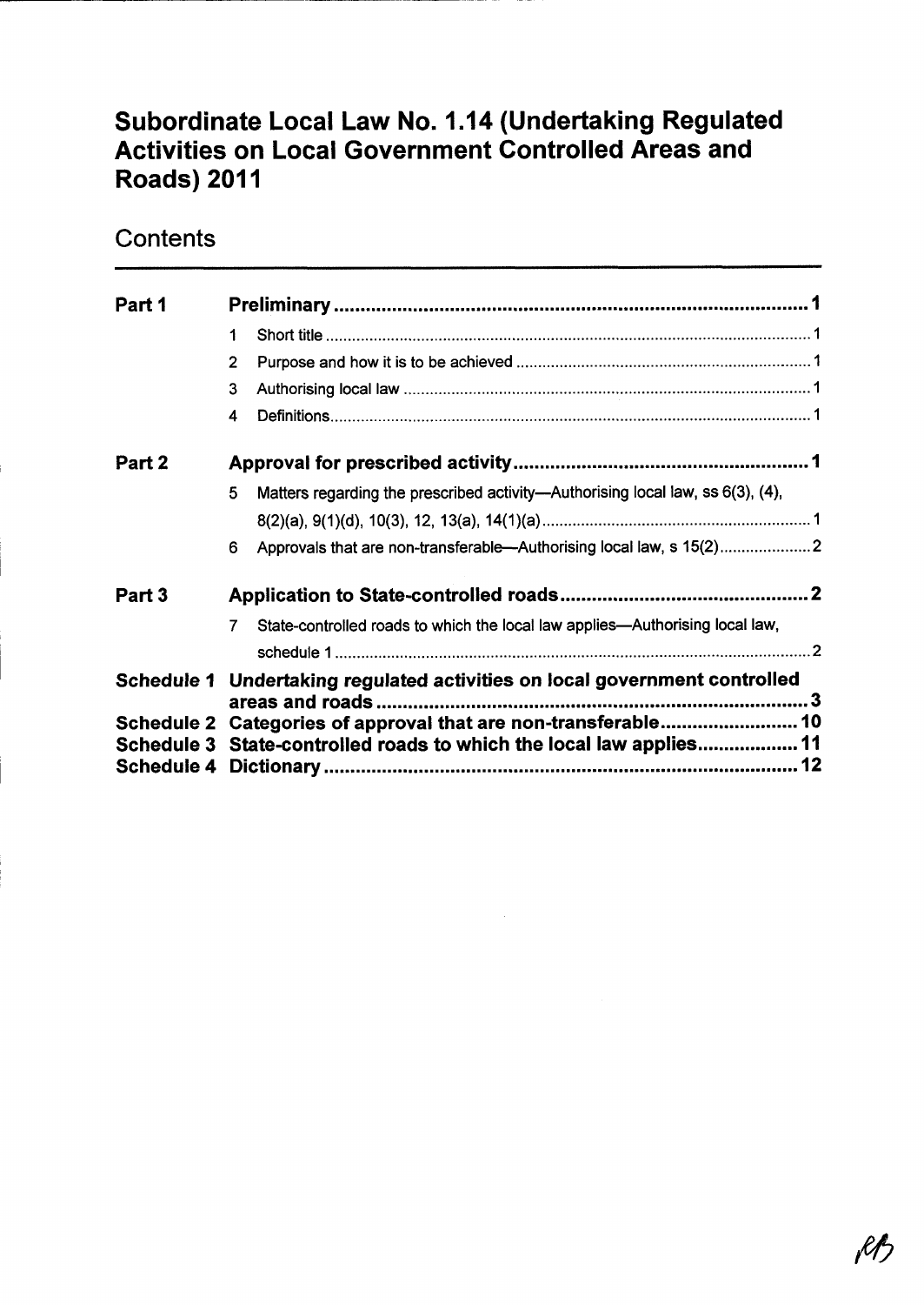# Subordinate Local Law No. 1.14 (Undertaking Regulated Activities on Local Government Controlled Areas and Roads) 2011

## Contents

| | | |
|---|---|---|
| **Part 1** | **Preliminary** | **1** |
| | 1 Short title | 1 |
| | 2 Purpose and how it is to be achieved | 1 |
| | 3 Authorising local law | 1 |
| | 4 Definitions | 1 |
| **Part 2** | **Approval for prescribed activity** | **1** |
| | 5 Matters regarding the prescribed activity—Authorising local law, ss 6(3), (4), 8(2)(a), 9(1)(d), 10(3), 12, 13(a), 14(1)(a) | 1 |
| | 6 Approvals that are non-transferable—Authorising local law, s 15(2) | 2 |
| **Part 3** | **Application to State-controlled roads** | **2** |
| | 7 State-controlled roads to which the local law applies—Authorising local law, schedule 1 | 2 |
| **Schedule 1** | **Undertaking regulated activities on local government controlled areas and roads** | **3** |
| **Schedule 2** | **Categories of approval that are non-transferable** | **10** |
| **Schedule 3** | **State-controlled roads to which the local law applies** | **11** |
| **Schedule 4** | **Dictionary** | **12** |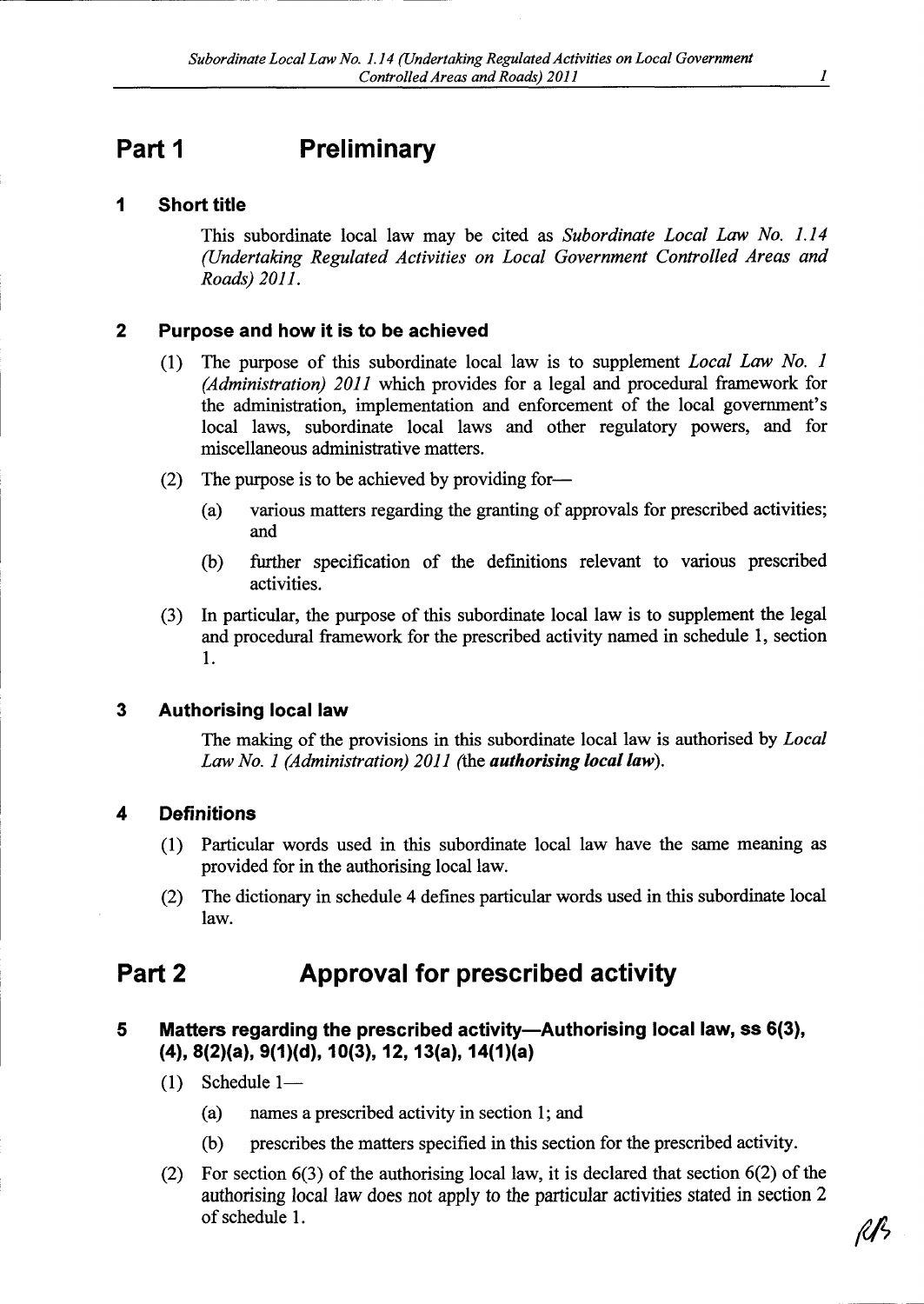# Part 1 Preliminary

## 1 Short title

This subordinate local law may be cited as *Subordinate Local Law No. 1.14 (Undertaking Regulated Activities on Local Government Controlled Areas and Roads) 2011*.

## 2 Purpose and how it is to be achieved

(1) The purpose of this subordinate local law is to supplement *Local Law No. 1 (Administration) 2011* which provides for a legal and procedural framework for the administration, implementation and enforcement of the local government's local laws, subordinate local laws and other regulatory powers, and for miscellaneous administrative matters.

(2) The purpose is to be achieved by providing for—

(a) various matters regarding the granting of approvals for prescribed activities; and

(b) further specification of the definitions relevant to various prescribed activities.

(3) In particular, the purpose of this subordinate local law is to supplement the legal and procedural framework for the prescribed activity named in schedule 1, section 1.

## 3 Authorising local law

The making of the provisions in this subordinate local law is authorised by *Local Law No. 1 (Administration) 2011 (*the ***authorising local law***).

## 4 Definitions

(1) Particular words used in this subordinate local law have the same meaning as provided for in the authorising local law.

(2) The dictionary in schedule 4 defines particular words used in this subordinate local law.

# Part 2 Approval for prescribed activity

## 5 Matters regarding the prescribed activity—Authorising local law, ss 6(3), (4), 8(2)(a), 9(1)(d), 10(3), 12, 13(a), 14(1)(a)

(1) Schedule 1—

(a) names a prescribed activity in section 1; and

(b) prescribes the matters specified in this section for the prescribed activity.

(2) For section 6(3) of the authorising local law, it is declared that section 6(2) of the authorising local law does not apply to the particular activities stated in section 2 of schedule 1.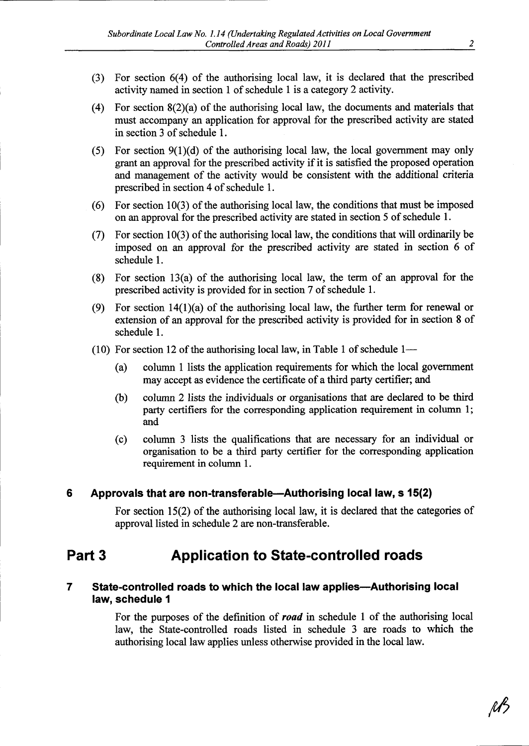(3) For section 6(4) of the authorising local law, it is declared that the prescribed activity named in section 1 of schedule 1 is a category 2 activity.

(4) For section 8(2)(a) of the authorising local law, the documents and materials that must accompany an application for approval for the prescribed activity are stated in section 3 of schedule 1.

(5) For section 9(1)(d) of the authorising local law, the local government may only grant an approval for the prescribed activity if it is satisfied the proposed operation and management of the activity would be consistent with the additional criteria prescribed in section 4 of schedule 1.

(6) For section 10(3) of the authorising local law, the conditions that must be imposed on an approval for the prescribed activity are stated in section 5 of schedule 1.

(7) For section 10(3) of the authorising local law, the conditions that will ordinarily be imposed on an approval for the prescribed activity are stated in section 6 of schedule 1.

(8) For section 13(a) of the authorising local law, the term of an approval for the prescribed activity is provided for in section 7 of schedule 1.

(9) For section 14(1)(a) of the authorising local law, the further term for renewal or extension of an approval for the prescribed activity is provided for in section 8 of schedule 1.

(10) For section 12 of the authorising local law, in Table 1 of schedule 1—

- (a) column 1 lists the application requirements for which the local government may accept as evidence the certificate of a third party certifier; and
- (b) column 2 lists the individuals or organisations that are declared to be third party certifiers for the corresponding application requirement in column 1; and
- (c) column 3 lists the qualifications that are necessary for an individual or organisation to be a third party certifier for the corresponding application requirement in column 1.

### 6 Approvals that are non-transferable—Authorising local law, s 15(2)

For section 15(2) of the authorising local law, it is declared that the categories of approval listed in schedule 2 are non-transferable.

## Part 3 Application to State-controlled roads

### 7 State-controlled roads to which the local law applies—Authorising local law, schedule 1

For the purposes of the definition of ***road*** in schedule 1 of the authorising local law, the State-controlled roads listed in schedule 3 are roads to which the authorising local law applies unless otherwise provided in the local law.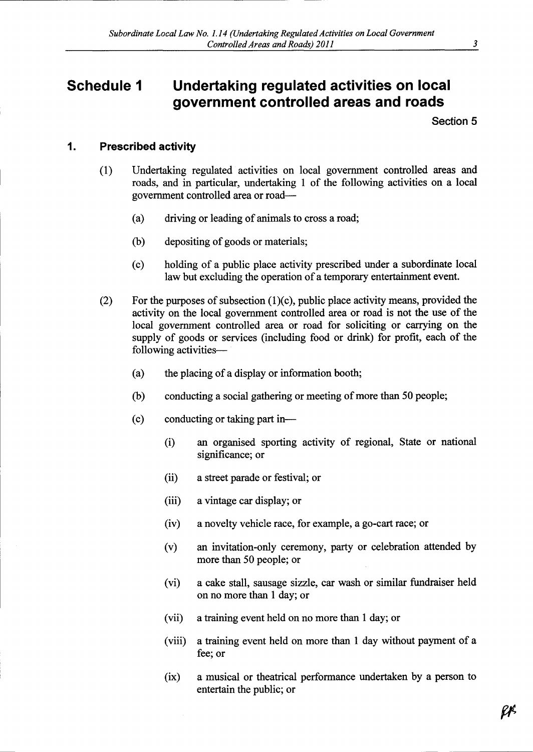# Schedule 1 Undertaking regulated activities on local government controlled areas and roads

Section 5

## 1. Prescribed activity

(1) Undertaking regulated activities on local government controlled areas and roads, and in particular, undertaking 1 of the following activities on a local government controlled area or road—

(a) driving or leading of animals to cross a road;

(b) depositing of goods or materials;

(c) holding of a public place activity prescribed under a subordinate local law but excluding the operation of a temporary entertainment event.

(2) For the purposes of subsection (1)(c), public place activity means, provided the activity on the local government controlled area or road is not the use of the local government controlled area or road for soliciting or carrying on the supply of goods or services (including food or drink) for profit, each of the following activities—

(a) the placing of a display or information booth;

(b) conducting a social gathering or meeting of more than 50 people;

(c) conducting or taking part in—

(i) an organised sporting activity of regional, State or national significance; or

(ii) a street parade or festival; or

(iii) a vintage car display; or

(iv) a novelty vehicle race, for example, a go-cart race; or

(v) an invitation-only ceremony, party or celebration attended by more than 50 people; or

(vi) a cake stall, sausage sizzle, car wash or similar fundraiser held on no more than 1 day; or

(vii) a training event held on no more than 1 day; or

(viii) a training event held on more than 1 day without payment of a fee; or

(ix) a musical or theatrical performance undertaken by a person to entertain the public; or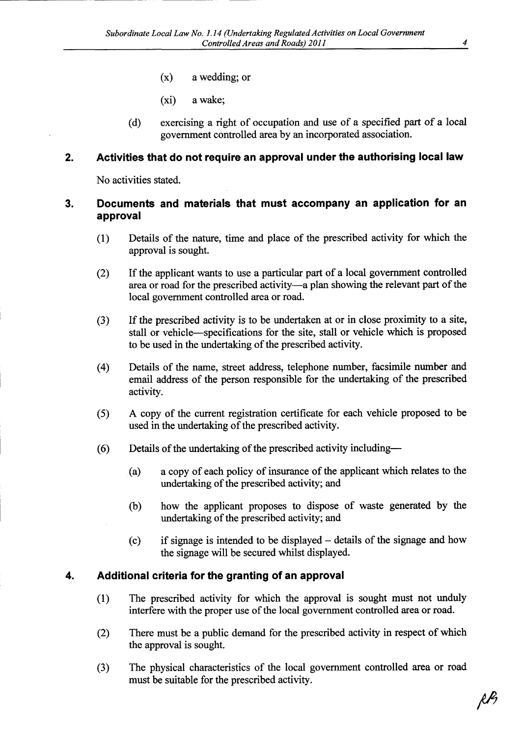(x) a wedding; or

(xi) a wake;

(d) exercising a right of occupation and use of a specified part of a local government controlled area by an incorporated association.

## 2. Activities that do not require an approval under the authorising local law

No activities stated.

## 3. Documents and materials that must accompany an application for an approval

(1) Details of the nature, time and place of the prescribed activity for which the approval is sought.

(2) If the applicant wants to use a particular part of a local government controlled area or road for the prescribed activity—a plan showing the relevant part of the local government controlled area or road.

(3) If the prescribed activity is to be undertaken at or in close proximity to a site, stall or vehicle—specifications for the site, stall or vehicle which is proposed to be used in the undertaking of the prescribed activity.

(4) Details of the name, street address, telephone number, facsimile number and email address of the person responsible for the undertaking of the prescribed activity.

(5) A copy of the current registration certificate for each vehicle proposed to be used in the undertaking of the prescribed activity.

(6) Details of the undertaking of the prescribed activity including—

(a) a copy of each policy of insurance of the applicant which relates to the undertaking of the prescribed activity; and

(b) how the applicant proposes to dispose of waste generated by the undertaking of the prescribed activity; and

(c) if signage is intended to be displayed – details of the signage and how the signage will be secured whilst displayed.

## 4. Additional criteria for the granting of an approval

(1) The prescribed activity for which the approval is sought must not unduly interfere with the proper use of the local government controlled area or road.

(2) There must be a public demand for the prescribed activity in respect of which the approval is sought.

(3) The physical characteristics of the local government controlled area or road must be suitable for the prescribed activity.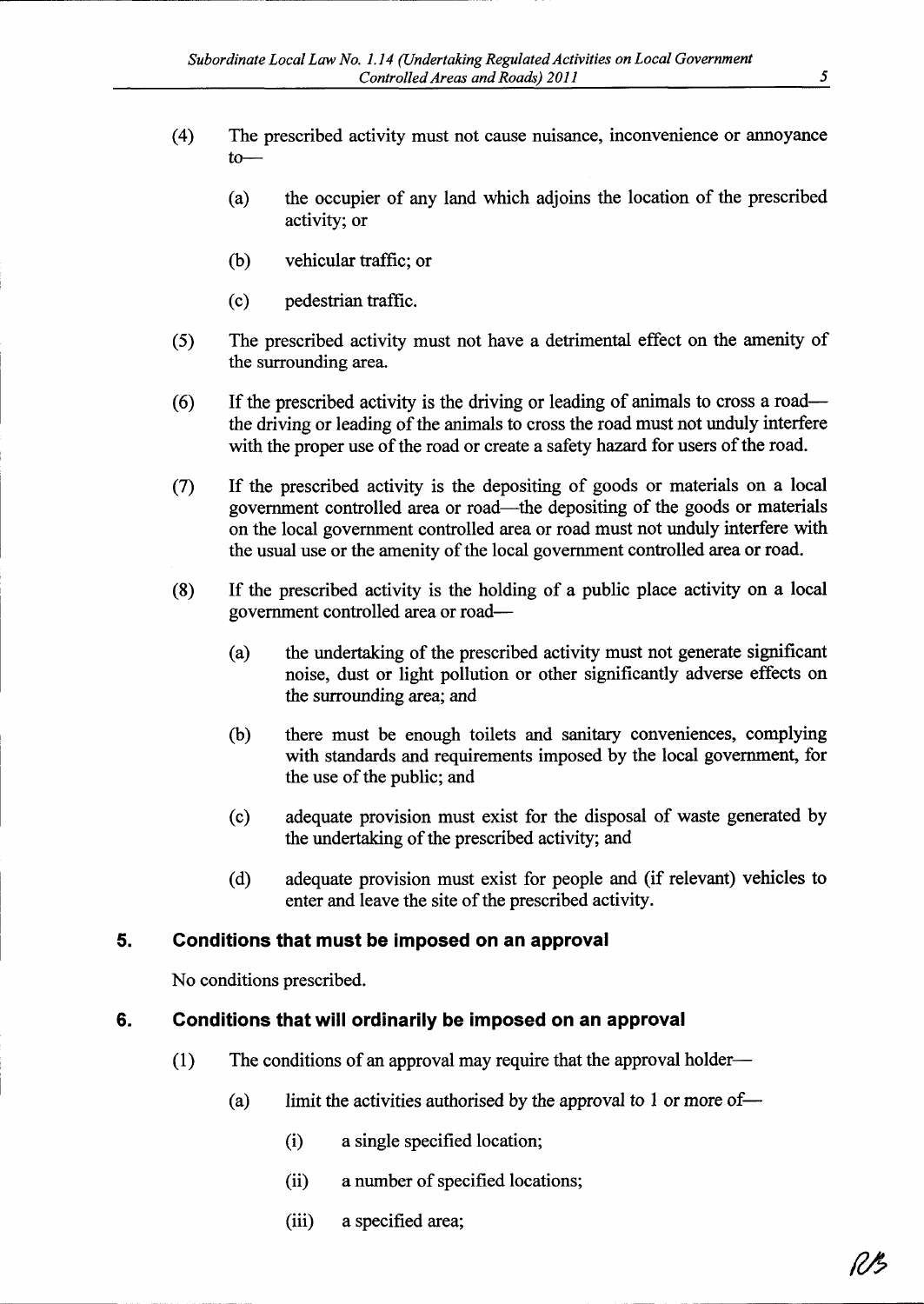(4) The prescribed activity must not cause nuisance, inconvenience or annoyance to—

(a) the occupier of any land which adjoins the location of the prescribed activity; or

(b) vehicular traffic; or

(c) pedestrian traffic.

(5) The prescribed activity must not have a detrimental effect on the amenity of the surrounding area.

(6) If the prescribed activity is the driving or leading of animals to cross a road—the driving or leading of the animals to cross the road must not unduly interfere with the proper use of the road or create a safety hazard for users of the road.

(7) If the prescribed activity is the depositing of goods or materials on a local government controlled area or road—the depositing of the goods or materials on the local government controlled area or road must not unduly interfere with the usual use or the amenity of the local government controlled area or road.

(8) If the prescribed activity is the holding of a public place activity on a local government controlled area or road—

(a) the undertaking of the prescribed activity must not generate significant noise, dust or light pollution or other significantly adverse effects on the surrounding area; and

(b) there must be enough toilets and sanitary conveniences, complying with standards and requirements imposed by the local government, for the use of the public; and

(c) adequate provision must exist for the disposal of waste generated by the undertaking of the prescribed activity; and

(d) adequate provision must exist for people and (if relevant) vehicles to enter and leave the site of the prescribed activity.

## 5. Conditions that must be imposed on an approval

No conditions prescribed.

## 6. Conditions that will ordinarily be imposed on an approval

(1) The conditions of an approval may require that the approval holder—

(a) limit the activities authorised by the approval to 1 or more of—

(i) a single specified location;

(ii) a number of specified locations;

(iii) a specified area;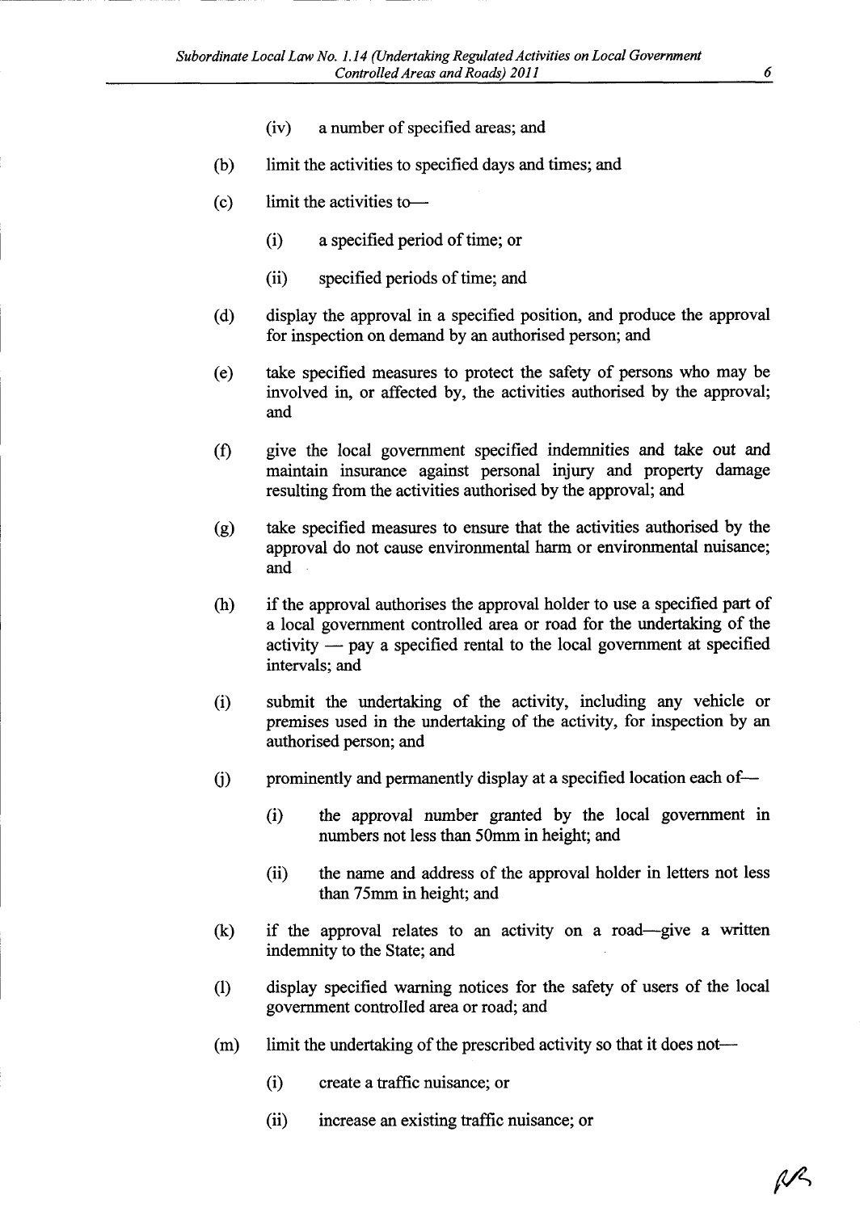(iv) a number of specified areas; and

(b) limit the activities to specified days and times; and

(c) limit the activities to—

(i) a specified period of time; or

(ii) specified periods of time; and

(d) display the approval in a specified position, and produce the approval for inspection on demand by an authorised person; and

(e) take specified measures to protect the safety of persons who may be involved in, or affected by, the activities authorised by the approval; and

(f) give the local government specified indemnities and take out and maintain insurance against personal injury and property damage resulting from the activities authorised by the approval; and

(g) take specified measures to ensure that the activities authorised by the approval do not cause environmental harm or environmental nuisance; and

(h) if the approval authorises the approval holder to use a specified part of a local government controlled area or road for the undertaking of the activity — pay a specified rental to the local government at specified intervals; and

(i) submit the undertaking of the activity, including any vehicle or premises used in the undertaking of the activity, for inspection by an authorised person; and

(j) prominently and permanently display at a specified location each of—

(i) the approval number granted by the local government in numbers not less than 50mm in height; and

(ii) the name and address of the approval holder in letters not less than 75mm in height; and

(k) if the approval relates to an activity on a road—give a written indemnity to the State; and

(l) display specified warning notices for the safety of users of the local government controlled area or road; and

(m) limit the undertaking of the prescribed activity so that it does not—

(i) create a traffic nuisance; or

(ii) increase an existing traffic nuisance; or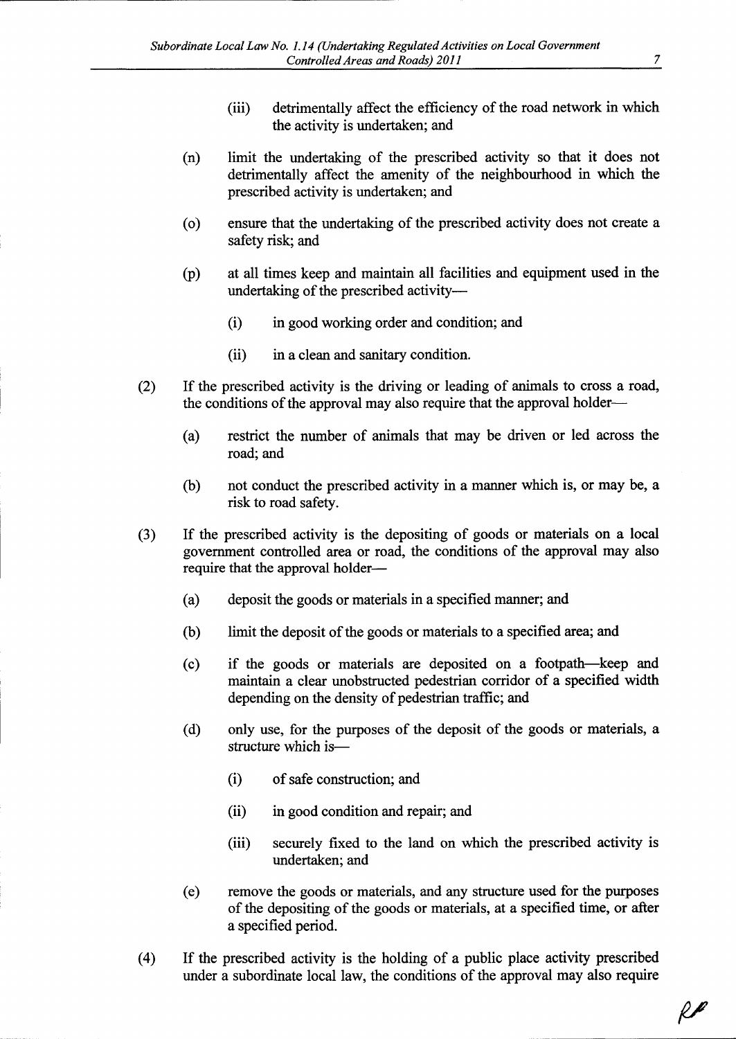(iii) detrimentally affect the efficiency of the road network in which the activity is undertaken; and

(n) limit the undertaking of the prescribed activity so that it does not detrimentally affect the amenity of the neighbourhood in which the prescribed activity is undertaken; and

(o) ensure that the undertaking of the prescribed activity does not create a safety risk; and

(p) at all times keep and maintain all facilities and equipment used in the undertaking of the prescribed activity—

(i) in good working order and condition; and

(ii) in a clean and sanitary condition.

(2) If the prescribed activity is the driving or leading of animals to cross a road, the conditions of the approval may also require that the approval holder—

(a) restrict the number of animals that may be driven or led across the road; and

(b) not conduct the prescribed activity in a manner which is, or may be, a risk to road safety.

(3) If the prescribed activity is the depositing of goods or materials on a local government controlled area or road, the conditions of the approval may also require that the approval holder—

(a) deposit the goods or materials in a specified manner; and

(b) limit the deposit of the goods or materials to a specified area; and

(c) if the goods or materials are deposited on a footpath—keep and maintain a clear unobstructed pedestrian corridor of a specified width depending on the density of pedestrian traffic; and

(d) only use, for the purposes of the deposit of the goods or materials, a structure which is—

(i) of safe construction; and

(ii) in good condition and repair; and

(iii) securely fixed to the land on which the prescribed activity is undertaken; and

(e) remove the goods or materials, and any structure used for the purposes of the depositing of the goods or materials, at a specified time, or after a specified period.

(4) If the prescribed activity is the holding of a public place activity prescribed under a subordinate local law, the conditions of the approval may also require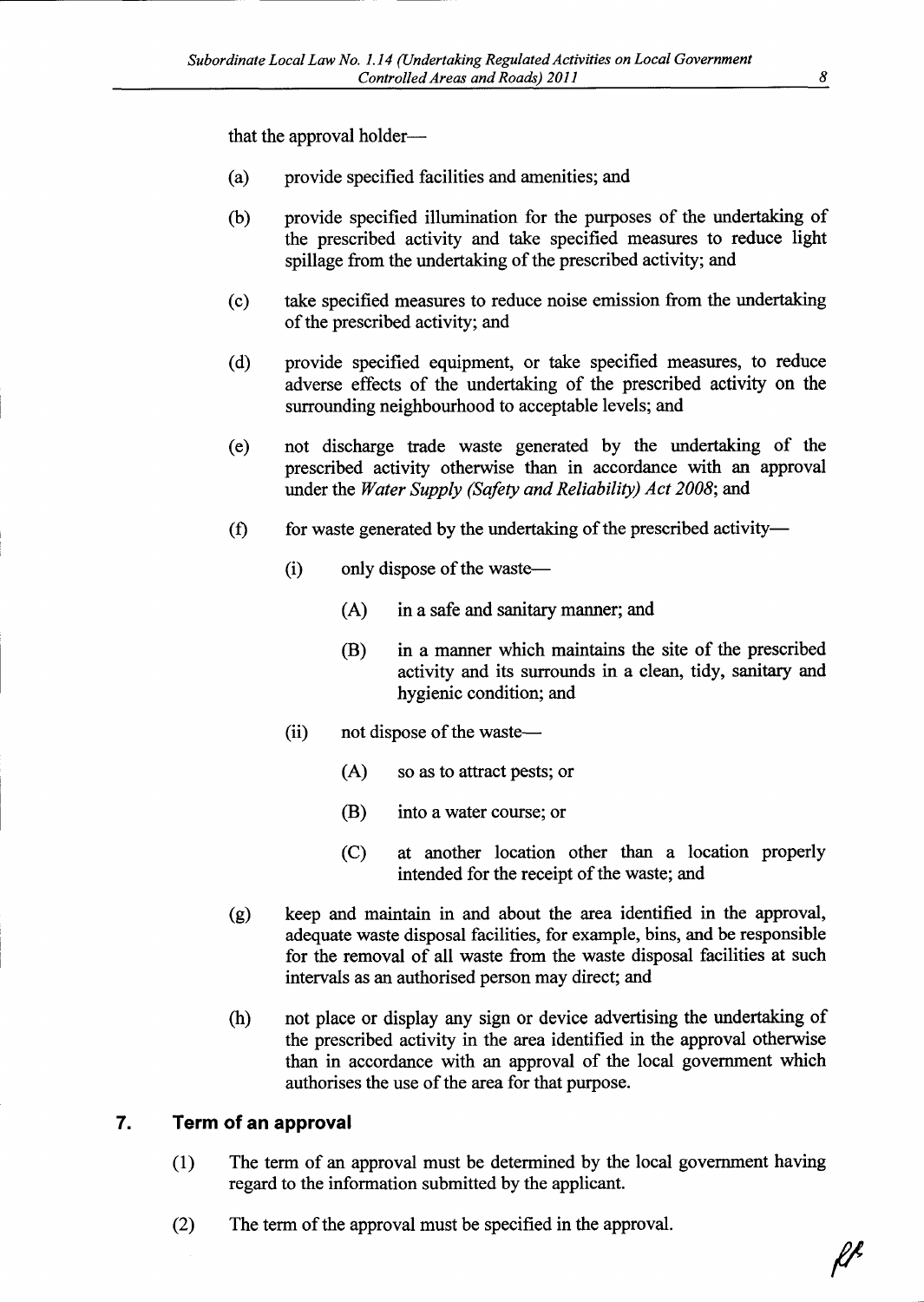that the approval holder—

(a) provide specified facilities and amenities; and

(b) provide specified illumination for the purposes of the undertaking of the prescribed activity and take specified measures to reduce light spillage from the undertaking of the prescribed activity; and

(c) take specified measures to reduce noise emission from the undertaking of the prescribed activity; and

(d) provide specified equipment, or take specified measures, to reduce adverse effects of the undertaking of the prescribed activity on the surrounding neighbourhood to acceptable levels; and

(e) not discharge trade waste generated by the undertaking of the prescribed activity otherwise than in accordance with an approval under the *Water Supply (Safety and Reliability) Act 2008*; and

(f) for waste generated by the undertaking of the prescribed activity—

  (i) only dispose of the waste—

    (A) in a safe and sanitary manner; and

    (B) in a manner which maintains the site of the prescribed activity and its surrounds in a clean, tidy, sanitary and hygienic condition; and

  (ii) not dispose of the waste—

    (A) so as to attract pests; or

    (B) into a water course; or

    (C) at another location other than a location properly intended for the receipt of the waste; and

(g) keep and maintain in and about the area identified in the approval, adequate waste disposal facilities, for example, bins, and be responsible for the removal of all waste from the waste disposal facilities at such intervals as an authorised person may direct; and

(h) not place or display any sign or device advertising the undertaking of the prescribed activity in the area identified in the approval otherwise than in accordance with an approval of the local government which authorises the use of the area for that purpose.

## 7. Term of an approval

(1) The term of an approval must be determined by the local government having regard to the information submitted by the applicant.

(2) The term of the approval must be specified in the approval.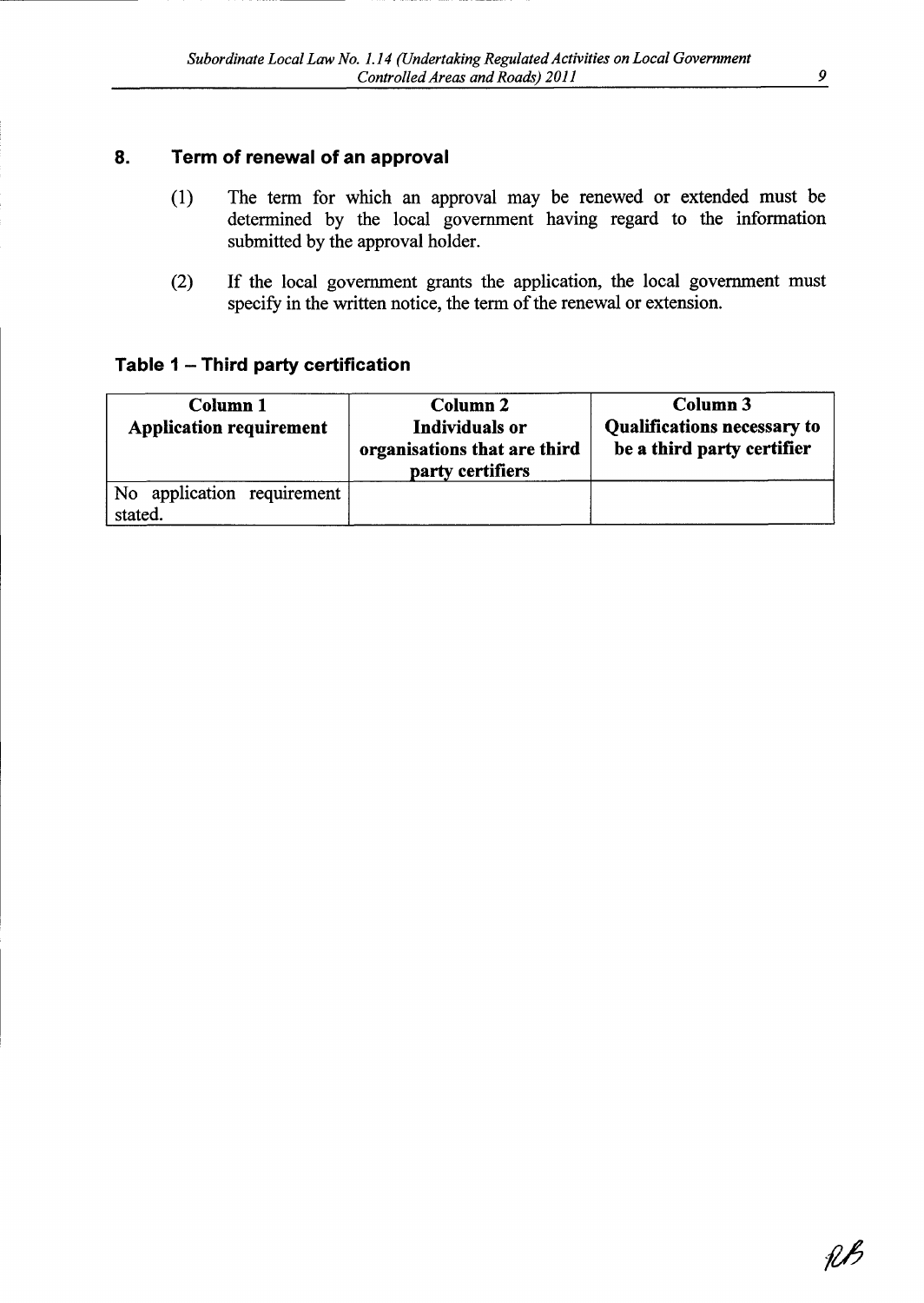## 8. Term of renewal of an approval

(1) The term for which an approval may be renewed or extended must be determined by the local government having regard to the information submitted by the approval holder.

(2) If the local government grants the application, the local government must specify in the written notice, the term of the renewal or extension.

### Table 1 – Third party certification

| Column 1<br>Application requirement | Column 2<br>Individuals or organisations that are third party certifiers | Column 3<br>Qualifications necessary to be a third party certifier |
|---|---|---|
| No application requirement stated. | | |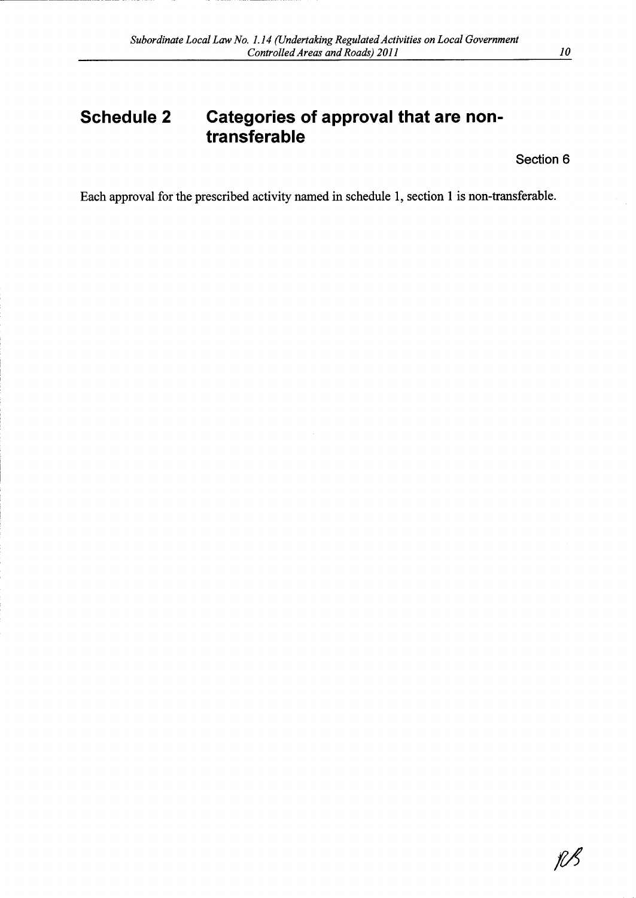# Schedule 2 Categories of approval that are non-transferable

Section 6

Each approval for the prescribed activity named in schedule 1, section 1 is non-transferable.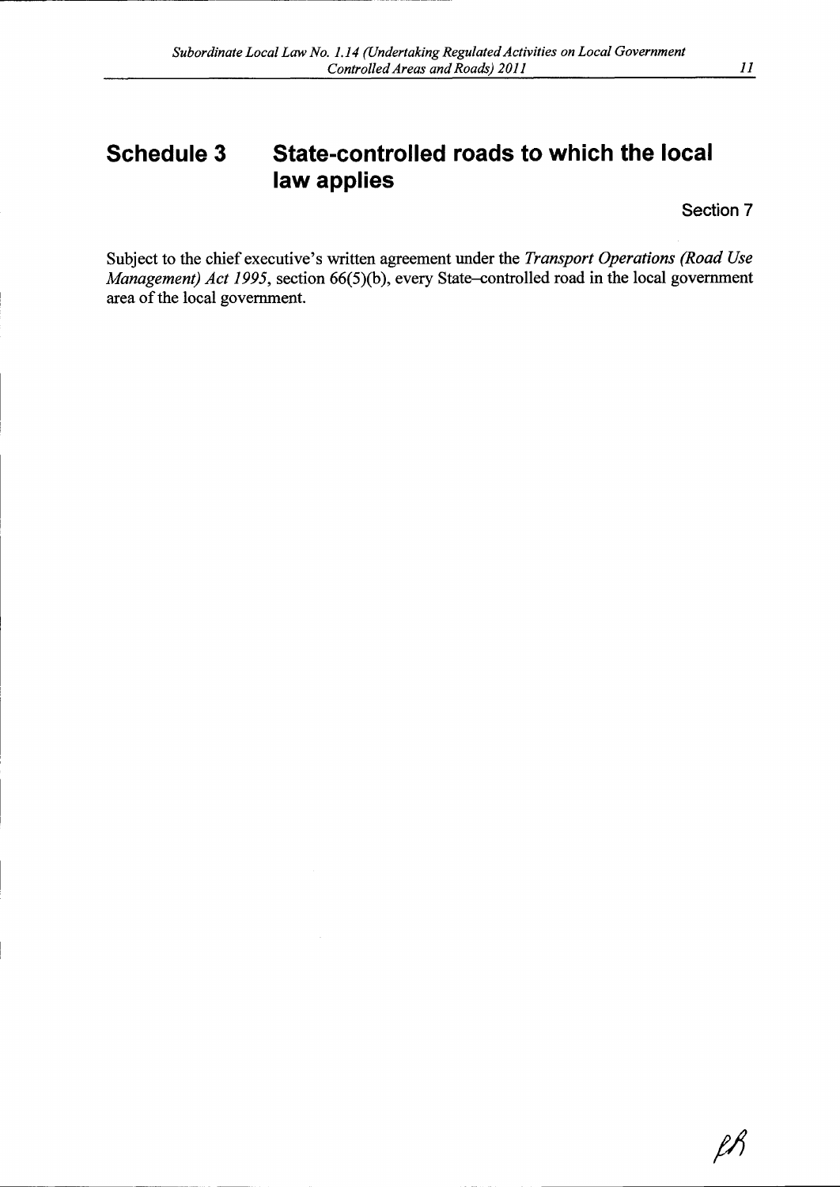# Schedule 3 State-controlled roads to which the local law applies

Section 7

Subject to the chief executive's written agreement under the *Transport Operations (Road Use Management) Act 1995*, section 66(5)(b), every State–controlled road in the local government area of the local government.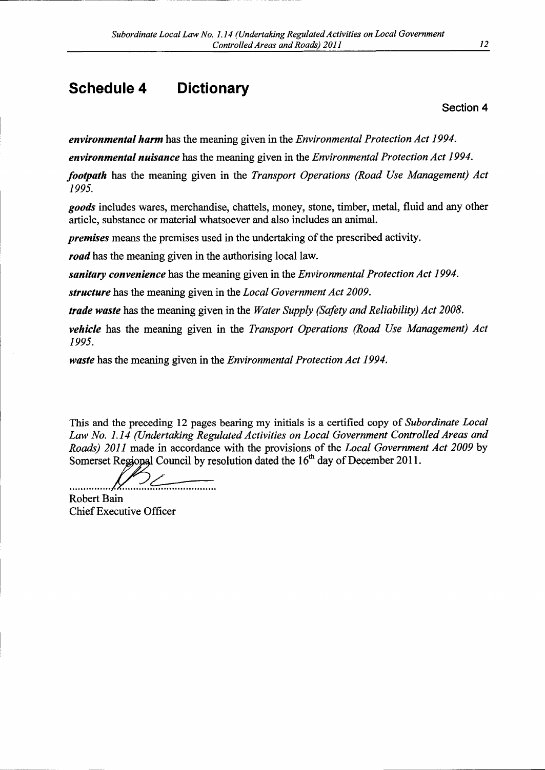# Schedule 4 Dictionary

Section 4

***environmental harm*** has the meaning given in the *Environmental Protection Act 1994*.

***environmental nuisance*** has the meaning given in the *Environmental Protection Act 1994*.

***footpath*** has the meaning given in the *Transport Operations (Road Use Management) Act 1995*.

***goods*** includes wares, merchandise, chattels, money, stone, timber, metal, fluid and any other article, substance or material whatsoever and also includes an animal.

***premises*** means the premises used in the undertaking of the prescribed activity.

***road*** has the meaning given in the authorising local law.

***sanitary convenience*** has the meaning given in the *Environmental Protection Act 1994*.

***structure*** has the meaning given in the *Local Government Act 2009*.

***trade waste*** has the meaning given in the *Water Supply (Safety and Reliability) Act 2008*.

***vehicle*** has the meaning given in the *Transport Operations (Road Use Management) Act 1995*.

***waste*** has the meaning given in the *Environmental Protection Act 1994*.

This and the preceding 12 pages bearing my initials is a certified copy of *Subordinate Local Law No. 1.14 (Undertaking Regulated Activities on Local Government Controlled Areas and Roads) 2011* made in accordance with the provisions of the *Local Government Act 2009* by Somerset Regional Council by resolution dated the 16th day of December 2011.

....................................................

Robert Bain
Chief Executive Officer